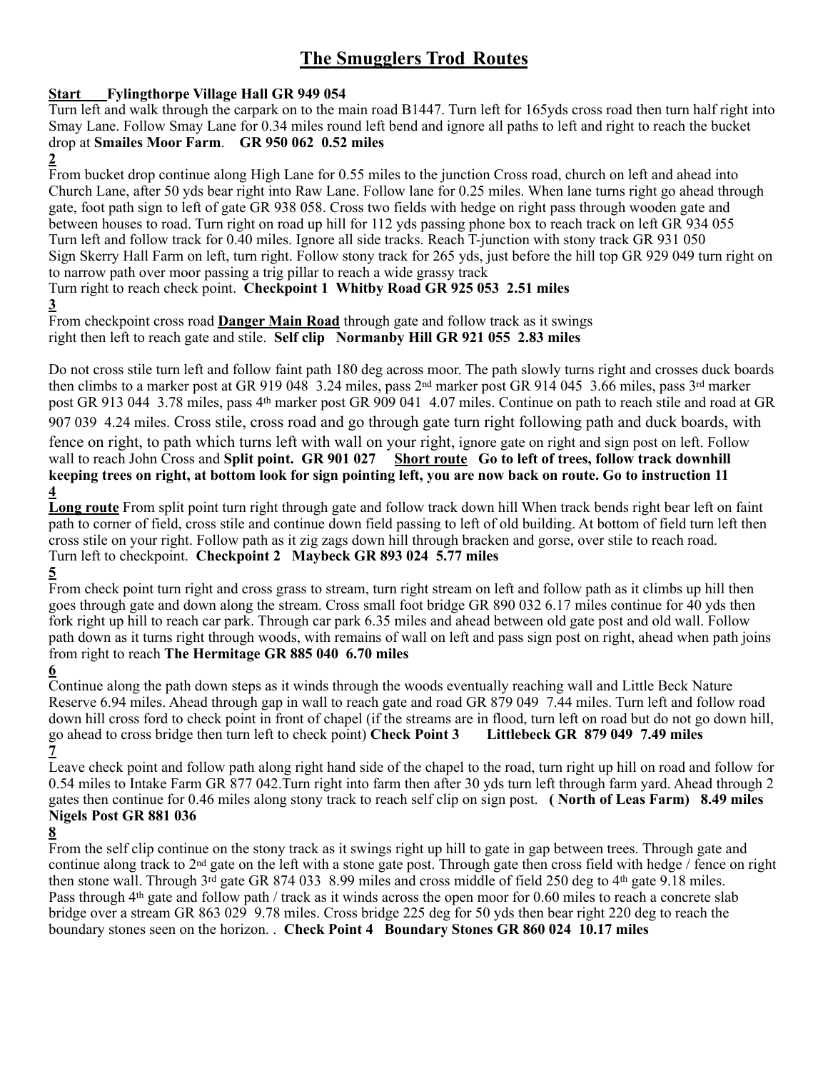# The Smugglers Trod Routes

**Start Fylingthorpe Village Hall GR 949 054**

Turn left and walk through the carpark on to the main road B1447. Turn left for 165yds cross road then turn half right into Smay Lane. Follow Smay Lane for 0.34 miles round left bend and ignore all paths to left and right to reach the bucket drop at **Smailes Moor Farm**. **GR 950 062 0.52 miles**

**2**

From bucket drop continue along High Lane for 0.55 miles to the junction Cross road, church on left and ahead into Church Lane, after 50 yds bear right into Raw Lane. Follow lane for 0.25 miles. When lane turns right go ahead through gate, foot path sign to left of gate GR 938 058. Cross two fields with hedge on right pass through wooden gate and between houses to road. Turn right on road up hill for 112 yds passing phone box to reach track on left GR 934 055 Turn left and follow track for 0.40 miles. Ignore all side tracks. Reach T-junction with stony track GR 931 050 Sign Skerry Hall Farm on left, turn right. Follow stony track for 265 yds, just before the hill top GR 929 049 turn right on to narrow path over moor passing a trig pillar to reach a wide grassy track

Turn right to reach check point. **Checkpoint 1 Whitby Road GR 925 053 2.51 miles**

**3**

From checkpoint cross road **Danger Main Road** through gate and follow track as it swings right then left to reach gate and stile. **Self clip Normanby Hill GR 921 055 2.83 miles**

Do not cross stile turn left and follow faint path 180 deg across moor. The path slowly turns right and crosses duck boards then climbs to a marker post at GR 919 048 3.24 miles, pass 2nd marker post GR 914 045 3.66 miles, pass 3rd marker post GR 913 044 3.78 miles, pass 4th marker post GR 909 041 4.07 miles. Continue on path to reach stile and road at GR 907 039 4.24 miles. Cross stile, cross road and go through gate turn right following path and duck boards, with fence on right, to path which turns left with wall on your right, ignore gate on right and sign post on left. Follow wall to reach John Cross and **Split point. GR 901 027** **Short route Go to left of trees, follow track downhill keeping trees on right, at bottom look for sign pointing left, you are now back on route. Go to instruction 11**

**4**

**Long route** From split point turn right through gate and follow track down hill When track bends right bear left on faint path to corner of field, cross stile and continue down field passing to left of old building. At bottom of field turn left then cross stile on your right. Follow path as it zig zags down hill through bracken and gorse, over stile to reach road. Turn left to checkpoint. **Checkpoint 2 Maybeck GR 893 024 5.77 miles**

**5**

From check point turn right and cross grass to stream, turn right stream on left and follow path as it climbs up hill then goes through gate and down along the stream. Cross small foot bridge GR 890 032 6.17 miles continue for 40 yds then fork right up hill to reach car park. Through car park 6.35 miles and ahead between old gate post and old wall. Follow path down as it turns right through woods, with remains of wall on left and pass sign post on right, ahead when path joins from right to reach **The Hermitage GR 885 040 6.70 miles**

**6**

Continue along the path down steps as it winds through the woods eventually reaching wall and Little Beck Nature Reserve 6.94 miles. Ahead through gap in wall to reach gate and road GR 879 049 7.44 miles. Turn left and follow road down hill cross ford to check point in front of chapel (if the streams are in flood, turn left on road but do not go down hill, go ahead to cross bridge then turn left to check point) **Check Point 3 Littlebeck GR 879 049 7.49 miles**

**7**

Leave check point and follow path along right hand side of the chapel to the road, turn right up hill on road and follow for 0.54 miles to Intake Farm GR 877 042.Turn right into farm then after 30 yds turn left through farm yard. Ahead through 2 gates then continue for 0.46 miles along stony track to reach self clip on sign post. **( North of Leas Farm) 8.49 miles Nigels Post GR 881 036**

**8**

From the self clip continue on the stony track as it swings right up hill to gate in gap between trees. Through gate and continue along track to 2nd gate on the left with a stone gate post. Through gate then cross field with hedge / fence on right then stone wall. Through 3rd gate GR 874 033 8.99 miles and cross middle of field 250 deg to 4th gate 9.18 miles. Pass through 4th gate and follow path / track as it winds across the open moor for 0.60 miles to reach a concrete slab bridge over a stream GR 863 029 9.78 miles. Cross bridge 225 deg for 50 yds then bear right 220 deg to reach the boundary stones seen on the horizon. . **Check Point 4 Boundary Stones GR 860 024 10.17 miles**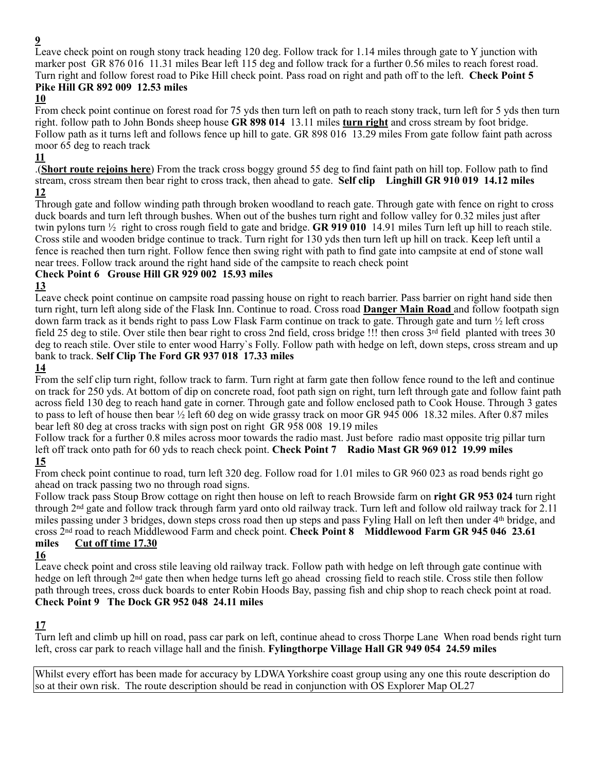**9**

Leave check point on rough stony track heading 120 deg. Follow track for 1.14 miles through gate to Y junction with marker post GR 876 016 11.31 miles Bear left 115 deg and follow track for a further 0.56 miles to reach forest road. Turn right and follow forest road to Pike Hill check point. Pass road on right and path off to the left. **Check Point 5 Pike Hill GR 892 009 12.53 miles**

**10**

From check point continue on forest road for 75 yds then turn left on path to reach stony track, turn left for 5 yds then turn right. follow path to John Bonds sheep house **GR 898 014** 13.11 miles **turn right** and cross stream by foot bridge. Follow path as it turns left and follows fence up hill to gate. GR 898 016 13.29 miles From gate follow faint path across moor 65 deg to reach track

**11**

.(**Short route rejoins here**) From the track cross boggy ground 55 deg to find faint path on hill top. Follow path to find stream, cross stream then bear right to cross track, then ahead to gate. **Self clip Linghill GR 910 019 14.12 miles**

**12**

Through gate and follow winding path through broken woodland to reach gate. Through gate with fence on right to cross duck boards and turn left through bushes. When out of the bushes turn right and follow valley for 0.32 miles just after twin pylons turn ½ right to cross rough field to gate and bridge. **GR 919 010** 14.91 miles Turn left up hill to reach stile. Cross stile and wooden bridge continue to track. Turn right for 130 yds then turn left up hill on track. Keep left until a fence is reached then turn right. Follow fence then swing right with path to find gate into campsite at end of stone wall near trees. Follow track around the right hand side of the campsite to reach check point

**Check Point 6 Grouse Hill GR 929 002 15.93 miles**

**13**

Leave check point continue on campsite road passing house on right to reach barrier. Pass barrier on right hand side then turn right, turn left along side of the Flask Inn. Continue to road. Cross road **Danger Main Road** and follow footpath sign down farm track as it bends right to pass Low Flask Farm continue on track to gate. Through gate and turn ½ left cross field 25 deg to stile. Over stile then bear right to cross 2nd field, cross bridge !!! then cross 3rd field planted with trees 30 deg to reach stile. Over stile to enter wood Harry`s Folly. Follow path with hedge on left, down steps, cross stream and up bank to track. **Self Clip The Ford GR 937 018 17.33 miles**

**14**

From the self clip turn right, follow track to farm. Turn right at farm gate then follow fence round to the left and continue on track for 250 yds. At bottom of dip on concrete road, foot path sign on right, turn left through gate and follow faint path across field 130 deg to reach hand gate in corner. Through gate and follow enclosed path to Cook House. Through 3 gates to pass to left of house then bear ½ left 60 deg on wide grassy track on moor GR 945 006 18.32 miles. After 0.87 miles bear left 80 deg at cross tracks with sign post on right GR 958 008 19.19 miles

Follow track for a further 0.8 miles across moor towards the radio mast. Just before radio mast opposite trig pillar turn left off track onto path for 60 yds to reach check point. **Check Point 7 Radio Mast GR 969 012 19.99 miles**

**15**

From check point continue to road, turn left 320 deg. Follow road for 1.01 miles to GR 960 023 as road bends right go ahead on track passing two no through road signs.

Follow track pass Stoup Brow cottage on right then house on left to reach Browside farm on **right GR 953 024** turn right through 2nd gate and follow track through farm yard onto old railway track. Turn left and follow old railway track for 2.11 miles passing under 3 bridges, down steps cross road then up steps and pass Fyling Hall on left then under 4th bridge, and cross 2nd road to reach Middlewood Farm and check point. **Check Point 8 Middlewood Farm GR 945 046 23.61 miles** **Cut off time 17.30**

**16**

Leave check point and cross stile leaving old railway track. Follow path with hedge on left through gate continue with hedge on left through 2nd gate then when hedge turns left go ahead crossing field to reach stile. Cross stile then follow path through trees, cross duck boards to enter Robin Hoods Bay, passing fish and chip shop to reach check point at road. **Check Point 9 The Dock GR 952 048 24.11 miles**

**17**

Turn left and climb up hill on road, pass car park on left, continue ahead to cross Thorpe Lane When road bends right turn left, cross car park to reach village hall and the finish. **Fylingthorpe Village Hall GR 949 054 24.59 miles**

Whilst every effort has been made for accuracy by LDWA Yorkshire coast group using any one this route description do so at their own risk. The route description should be read in conjunction with OS Explorer Map OL27